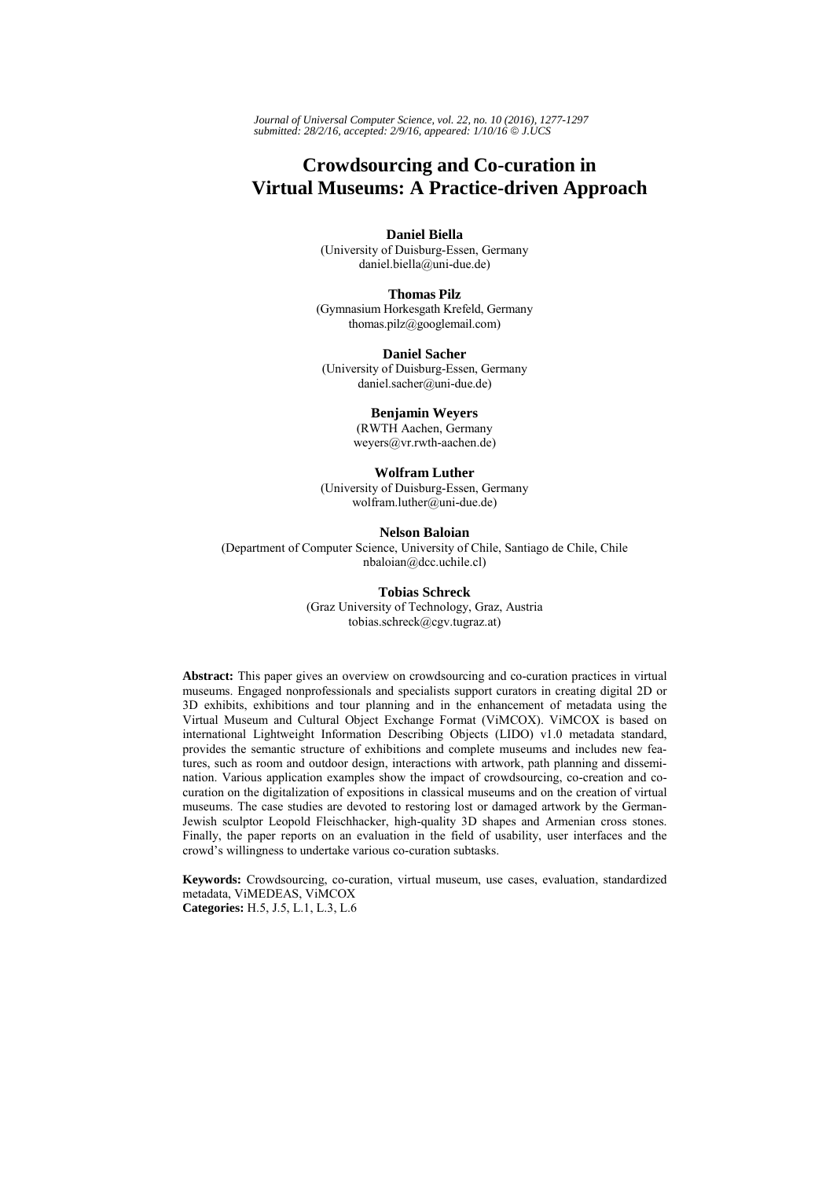# Crowdsourcing and Co-curation in Virtual Museums: A Practice-driven Approach

**Daniel Biella**
(University of Duisburg-Essen, Germany
daniel.biella@uni-due.de)

**Thomas Pilz**
(Gymnasium Horkesgath Krefeld, Germany
thomas.pilz@googlemail.com)

**Daniel Sacher**
(University of Duisburg-Essen, Germany
daniel.sacher@uni-due.de)

**Benjamin Weyers**
(RWTH Aachen, Germany
weyers@vr.rwth-aachen.de)

**Wolfram Luther**
(University of Duisburg-Essen, Germany
wolfram.luther@uni-due.de)

**Nelson Baloian**
(Department of Computer Science, University of Chile, Santiago de Chile, Chile
nbaloian@dcc.uchile.cl)

**Tobias Schreck**
(Graz University of Technology, Graz, Austria
tobias.schreck@cgv.tugraz.at)

**Abstract:** This paper gives an overview on crowdsourcing and co-curation practices in virtual museums. Engaged nonprofessionals and specialists support curators in creating digital 2D or 3D exhibits, exhibitions and tour planning and in the enhancement of metadata using the Virtual Museum and Cultural Object Exchange Format (ViMCOX). ViMCOX is based on international Lightweight Information Describing Objects (LIDO) v1.0 metadata standard, provides the semantic structure of exhibitions and complete museums and includes new features, such as room and outdoor design, interactions with artwork, path planning and dissemination. Various application examples show the impact of crowdsourcing, co-creation and co-curation on the digitalization of expositions in classical museums and on the creation of virtual museums. The case studies are devoted to restoring lost or damaged artwork by the German-Jewish sculptor Leopold Fleischhacker, high-quality 3D shapes and Armenian cross stones. Finally, the paper reports on an evaluation in the field of usability, user interfaces and the crowd's willingness to undertake various co-curation subtasks.

**Keywords:** Crowdsourcing, co-curation, virtual museum, use cases, evaluation, standardized metadata, ViMEDEAS, ViMCOX
**Categories:** H.5, J.5, L.1, L.3, L.6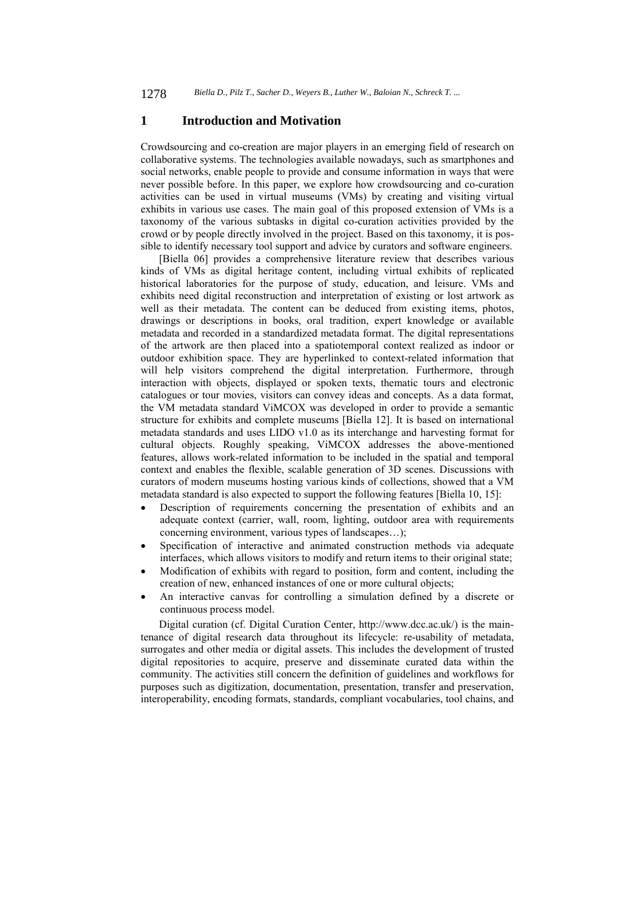## 1 Introduction and Motivation

Crowdsourcing and co-creation are major players in an emerging field of research on collaborative systems. The technologies available nowadays, such as smartphones and social networks, enable people to provide and consume information in ways that were never possible before. In this paper, we explore how crowdsourcing and co-curation activities can be used in virtual museums (VMs) by creating and visiting virtual exhibits in various use cases. The main goal of this proposed extension of VMs is a taxonomy of the various subtasks in digital co-curation activities provided by the crowd or by people directly involved in the project. Based on this taxonomy, it is possible to identify necessary tool support and advice by curators and software engineers.

[Biella 06] provides a comprehensive literature review that describes various kinds of VMs as digital heritage content, including virtual exhibits of replicated historical laboratories for the purpose of study, education, and leisure. VMs and exhibits need digital reconstruction and interpretation of existing or lost artwork as well as their metadata. The content can be deduced from existing items, photos, drawings or descriptions in books, oral tradition, expert knowledge or available metadata and recorded in a standardized metadata format. The digital representations of the artwork are then placed into a spatiotemporal context realized as indoor or outdoor exhibition space. They are hyperlinked to context-related information that will help visitors comprehend the digital interpretation. Furthermore, through interaction with objects, displayed or spoken texts, thematic tours and electronic catalogues or tour movies, visitors can convey ideas and concepts. As a data format, the VM metadata standard ViMCOX was developed in order to provide a semantic structure for exhibits and complete museums [Biella 12]. It is based on international metadata standards and uses LIDO v1.0 as its interchange and harvesting format for cultural objects. Roughly speaking, ViMCOX addresses the above-mentioned features, allows work-related information to be included in the spatial and temporal context and enables the flexible, scalable generation of 3D scenes. Discussions with curators of modern museums hosting various kinds of collections, showed that a VM metadata standard is also expected to support the following features [Biella 10, 15]:

- Description of requirements concerning the presentation of exhibits and an adequate context (carrier, wall, room, lighting, outdoor area with requirements concerning environment, various types of landscapes…);
- Specification of interactive and animated construction methods via adequate interfaces, which allows visitors to modify and return items to their original state;
- Modification of exhibits with regard to position, form and content, including the creation of new, enhanced instances of one or more cultural objects;
- An interactive canvas for controlling a simulation defined by a discrete or continuous process model.

Digital curation (cf. Digital Curation Center, http://www.dcc.ac.uk/) is the maintenance of digital research data throughout its lifecycle: re-usability of metadata, surrogates and other media or digital assets. This includes the development of trusted digital repositories to acquire, preserve and disseminate curated data within the community. The activities still concern the definition of guidelines and workflows for purposes such as digitization, documentation, presentation, transfer and preservation, interoperability, encoding formats, standards, compliant vocabularies, tool chains, and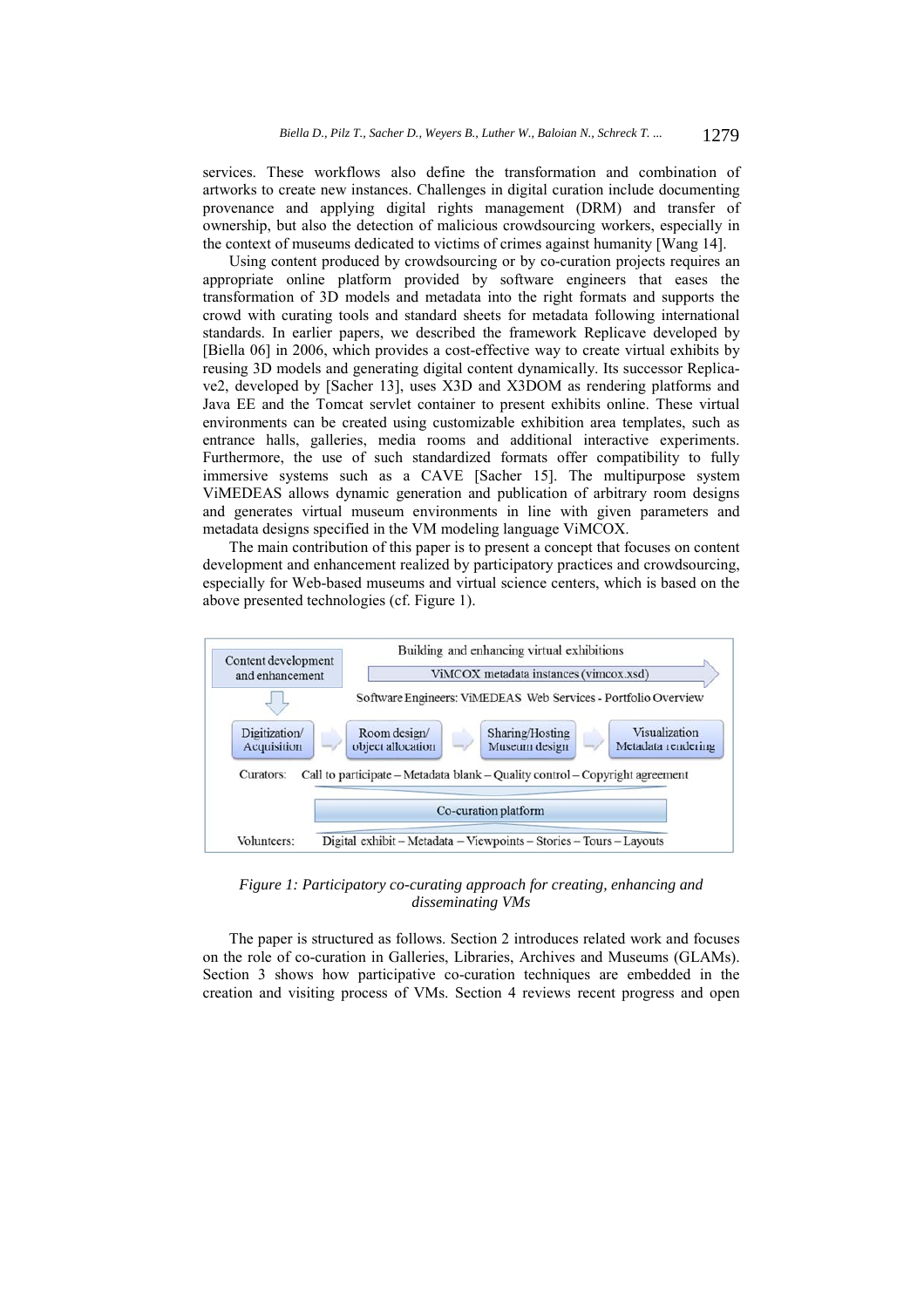services. These workflows also define the transformation and combination of artworks to create new instances. Challenges in digital curation include documenting provenance and applying digital rights management (DRM) and transfer of ownership, but also the detection of malicious crowdsourcing workers, especially in the context of museums dedicated to victims of crimes against humanity [Wang 14].

Using content produced by crowdsourcing or by co-curation projects requires an appropriate online platform provided by software engineers that eases the transformation of 3D models and metadata into the right formats and supports the crowd with curating tools and standard sheets for metadata following international standards. In earlier papers, we described the framework Replicave developed by [Biella 06] in 2006, which provides a cost-effective way to create virtual exhibits by reusing 3D models and generating digital content dynamically. Its successor Replicave2, developed by [Sacher 13], uses X3D and X3DOM as rendering platforms and Java EE and the Tomcat servlet container to present exhibits online. These virtual environments can be created using customizable exhibition area templates, such as entrance halls, galleries, media rooms and additional interactive experiments. Furthermore, the use of such standardized formats offer compatibility to fully immersive systems such as a CAVE [Sacher 15]. The multipurpose system ViMEDEAS allows dynamic generation and publication of arbitrary room designs and generates virtual museum environments in line with given parameters and metadata designs specified in the VM modeling language ViMCOX.

The main contribution of this paper is to present a concept that focuses on content development and enhancement realized by participatory practices and crowdsourcing, especially for Web-based museums and virtual science centers, which is based on the above presented technologies (cf. Figure 1).

Content development and enhancement

Building and enhancing virtual exhibitions

ViMCOX metadata instances (vimcox.xsd)

Software Engineers: ViMEDEAS Web Services - Portfolio Overview

Digitization/ Acquisition

Room design/ object allocation

Sharing/Hosting Museum design

Visualization Metadata rendering

Curators: Call to participate – Metadata blank – Quality control – Copyright agreement

Co-curation platform

Volunteers: Digital exhibit – Metadata – Viewpoints – Stories – Tours – Layouts

*Figure 1: Participatory co-curating approach for creating, enhancing and disseminating VMs*

The paper is structured as follows. Section 2 introduces related work and focuses on the role of co-curation in Galleries, Libraries, Archives and Museums (GLAMs). Section 3 shows how participative co-curation techniques are embedded in the creation and visiting process of VMs. Section 4 reviews recent progress and open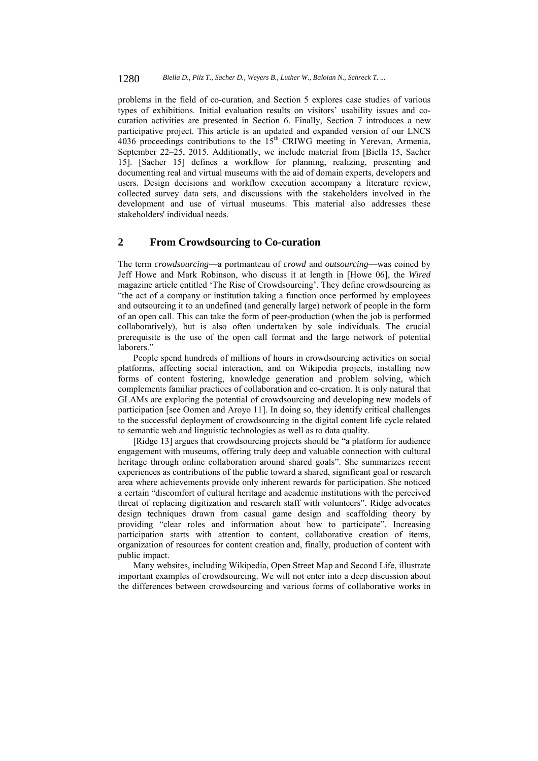problems in the field of co-curation, and Section 5 explores case studies of various types of exhibitions. Initial evaluation results on visitors' usability issues and co-curation activities are presented in Section 6. Finally, Section 7 introduces a new participative project. This article is an updated and expanded version of our LNCS 4036 proceedings contributions to the 15th CRIWG meeting in Yerevan, Armenia, September 22–25, 2015. Additionally, we include material from [Biella 15, Sacher 15]. [Sacher 15] defines a workflow for planning, realizing, presenting and documenting real and virtual museums with the aid of domain experts, developers and users. Design decisions and workflow execution accompany a literature review, collected survey data sets, and discussions with the stakeholders involved in the development and use of virtual museums. This material also addresses these stakeholders' individual needs.

## 2 From Crowdsourcing to Co-curation

The term *crowdsourcing*—a portmanteau of *crowd* and *outsourcing*—was coined by Jeff Howe and Mark Robinson, who discuss it at length in [Howe 06], the *Wired* magazine article entitled 'The Rise of Crowdsourcing'. They define crowdsourcing as "the act of a company or institution taking a function once performed by employees and outsourcing it to an undefined (and generally large) network of people in the form of an open call. This can take the form of peer-production (when the job is performed collaboratively), but is also often undertaken by sole individuals. The crucial prerequisite is the use of the open call format and the large network of potential laborers."

People spend hundreds of millions of hours in crowdsourcing activities on social platforms, affecting social interaction, and on Wikipedia projects, installing new forms of content fostering, knowledge generation and problem solving, which complements familiar practices of collaboration and co-creation. It is only natural that GLAMs are exploring the potential of crowdsourcing and developing new models of participation [see Oomen and Aroyo 11]. In doing so, they identify critical challenges to the successful deployment of crowdsourcing in the digital content life cycle related to semantic web and linguistic technologies as well as to data quality.

[Ridge 13] argues that crowdsourcing projects should be "a platform for audience engagement with museums, offering truly deep and valuable connection with cultural heritage through online collaboration around shared goals". She summarizes recent experiences as contributions of the public toward a shared, significant goal or research area where achievements provide only inherent rewards for participation. She noticed a certain "discomfort of cultural heritage and academic institutions with the perceived threat of replacing digitization and research staff with volunteers". Ridge advocates design techniques drawn from casual game design and scaffolding theory by providing "clear roles and information about how to participate". Increasing participation starts with attention to content, collaborative creation of items, organization of resources for content creation and, finally, production of content with public impact.

Many websites, including Wikipedia, Open Street Map and Second Life, illustrate important examples of crowdsourcing. We will not enter into a deep discussion about the differences between crowdsourcing and various forms of collaborative works in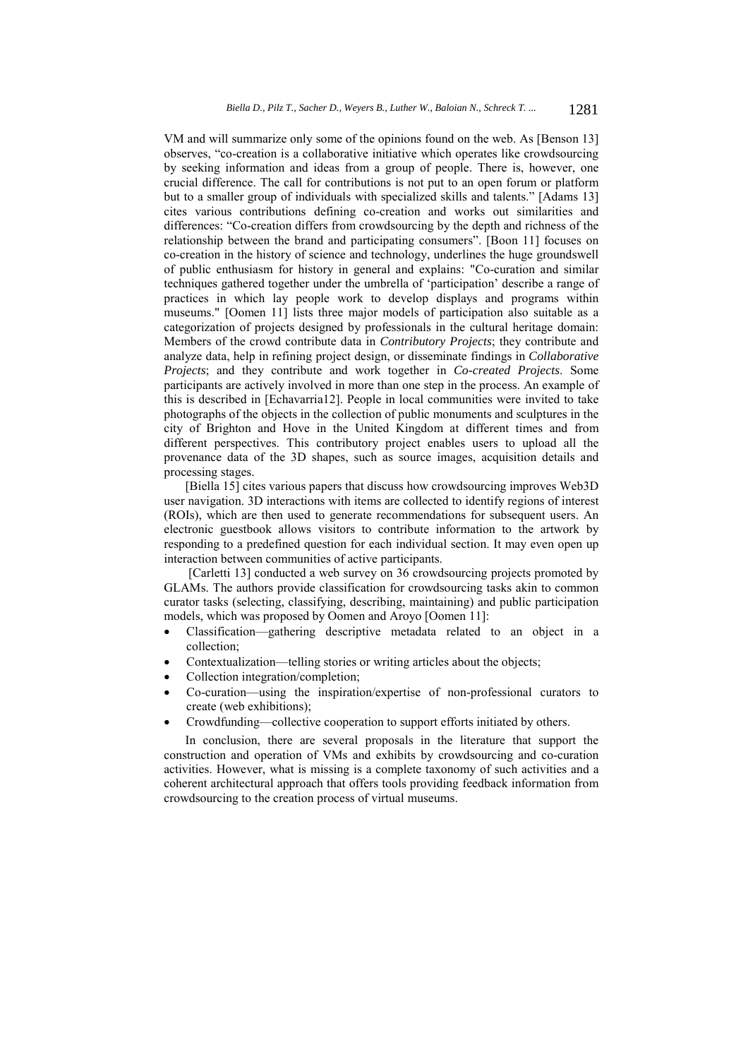VM and will summarize only some of the opinions found on the web. As [Benson 13] observes, "co-creation is a collaborative initiative which operates like crowdsourcing by seeking information and ideas from a group of people. There is, however, one crucial difference. The call for contributions is not put to an open forum or platform but to a smaller group of individuals with specialized skills and talents." [Adams 13] cites various contributions defining co-creation and works out similarities and differences: "Co-creation differs from crowdsourcing by the depth and richness of the relationship between the brand and participating consumers". [Boon 11] focuses on co-creation in the history of science and technology, underlines the huge groundswell of public enthusiasm for history in general and explains: "Co-curation and similar techniques gathered together under the umbrella of 'participation' describe a range of practices in which lay people work to develop displays and programs within museums." [Oomen 11] lists three major models of participation also suitable as a categorization of projects designed by professionals in the cultural heritage domain: Members of the crowd contribute data in *Contributory Projects*; they contribute and analyze data, help in refining project design, or disseminate findings in *Collaborative Projects*; and they contribute and work together in *Co-created Projects*. Some participants are actively involved in more than one step in the process. An example of this is described in [Echavarria12]. People in local communities were invited to take photographs of the objects in the collection of public monuments and sculptures in the city of Brighton and Hove in the United Kingdom at different times and from different perspectives. This contributory project enables users to upload all the provenance data of the 3D shapes, such as source images, acquisition details and processing stages.

[Biella 15] cites various papers that discuss how crowdsourcing improves Web3D user navigation. 3D interactions with items are collected to identify regions of interest (ROIs), which are then used to generate recommendations for subsequent users. An electronic guestbook allows visitors to contribute information to the artwork by responding to a predefined question for each individual section. It may even open up interaction between communities of active participants.

[Carletti 13] conducted a web survey on 36 crowdsourcing projects promoted by GLAMs. The authors provide classification for crowdsourcing tasks akin to common curator tasks (selecting, classifying, describing, maintaining) and public participation models, which was proposed by Oomen and Aroyo [Oomen 11]:

- Classification—gathering descriptive metadata related to an object in a collection;
- Contextualization—telling stories or writing articles about the objects;
- Collection integration/completion;
- Co-curation—using the inspiration/expertise of non-professional curators to create (web exhibitions);
- Crowdfunding—collective cooperation to support efforts initiated by others.

In conclusion, there are several proposals in the literature that support the construction and operation of VMs and exhibits by crowdsourcing and co-curation activities. However, what is missing is a complete taxonomy of such activities and a coherent architectural approach that offers tools providing feedback information from crowdsourcing to the creation process of virtual museums.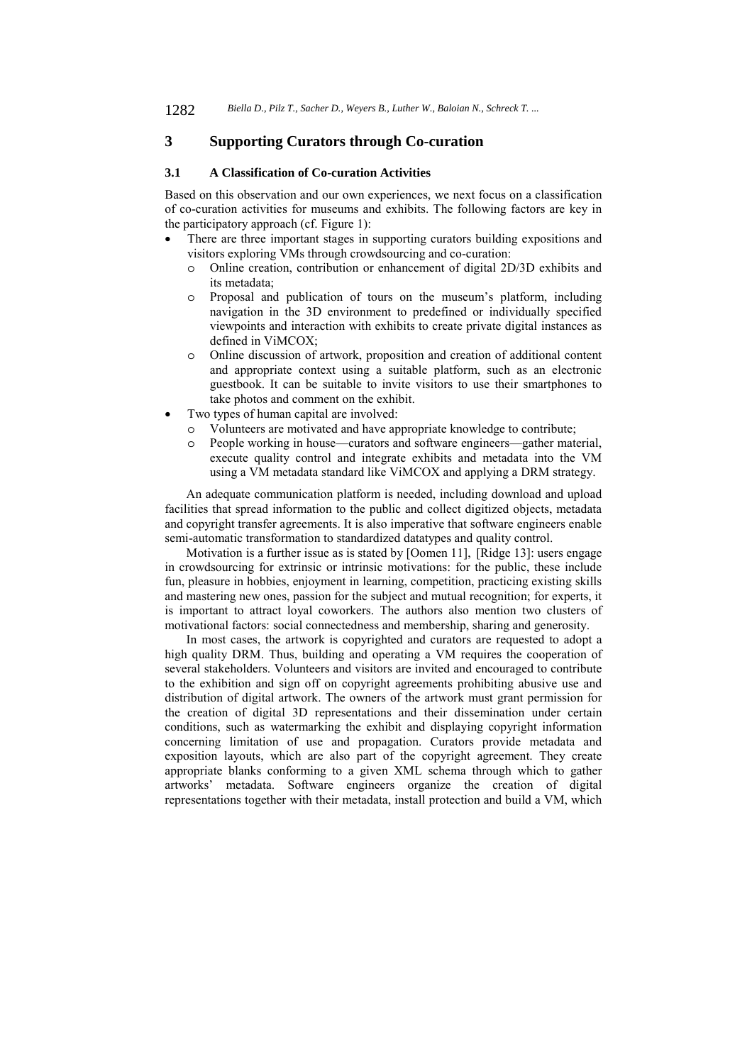## 3 Supporting Curators through Co-curation

### 3.1 A Classification of Co-curation Activities

Based on this observation and our own experiences, we next focus on a classification of co-curation activities for museums and exhibits. The following factors are key in the participatory approach (cf. Figure 1):

- There are three important stages in supporting curators building expositions and visitors exploring VMs through crowdsourcing and co-curation:
  - Online creation, contribution or enhancement of digital 2D/3D exhibits and its metadata;
  - Proposal and publication of tours on the museum's platform, including navigation in the 3D environment to predefined or individually specified viewpoints and interaction with exhibits to create private digital instances as defined in ViMCOX;
  - Online discussion of artwork, proposition and creation of additional content and appropriate context using a suitable platform, such as an electronic guestbook. It can be suitable to invite visitors to use their smartphones to take photos and comment on the exhibit.
- Two types of human capital are involved:
  - Volunteers are motivated and have appropriate knowledge to contribute;
  - People working in house—curators and software engineers—gather material, execute quality control and integrate exhibits and metadata into the VM using a VM metadata standard like ViMCOX and applying a DRM strategy.

An adequate communication platform is needed, including download and upload facilities that spread information to the public and collect digitized objects, metadata and copyright transfer agreements. It is also imperative that software engineers enable semi-automatic transformation to standardized datatypes and quality control.

Motivation is a further issue as is stated by [Oomen 11], [Ridge 13]: users engage in crowdsourcing for extrinsic or intrinsic motivations: for the public, these include fun, pleasure in hobbies, enjoyment in learning, competition, practicing existing skills and mastering new ones, passion for the subject and mutual recognition; for experts, it is important to attract loyal coworkers. The authors also mention two clusters of motivational factors: social connectedness and membership, sharing and generosity.

In most cases, the artwork is copyrighted and curators are requested to adopt a high quality DRM. Thus, building and operating a VM requires the cooperation of several stakeholders. Volunteers and visitors are invited and encouraged to contribute to the exhibition and sign off on copyright agreements prohibiting abusive use and distribution of digital artwork. The owners of the artwork must grant permission for the creation of digital 3D representations and their dissemination under certain conditions, such as watermarking the exhibit and displaying copyright information concerning limitation of use and propagation. Curators provide metadata and exposition layouts, which are also part of the copyright agreement. They create appropriate blanks conforming to a given XML schema through which to gather artworks' metadata. Software engineers organize the creation of digital representations together with their metadata, install protection and build a VM, which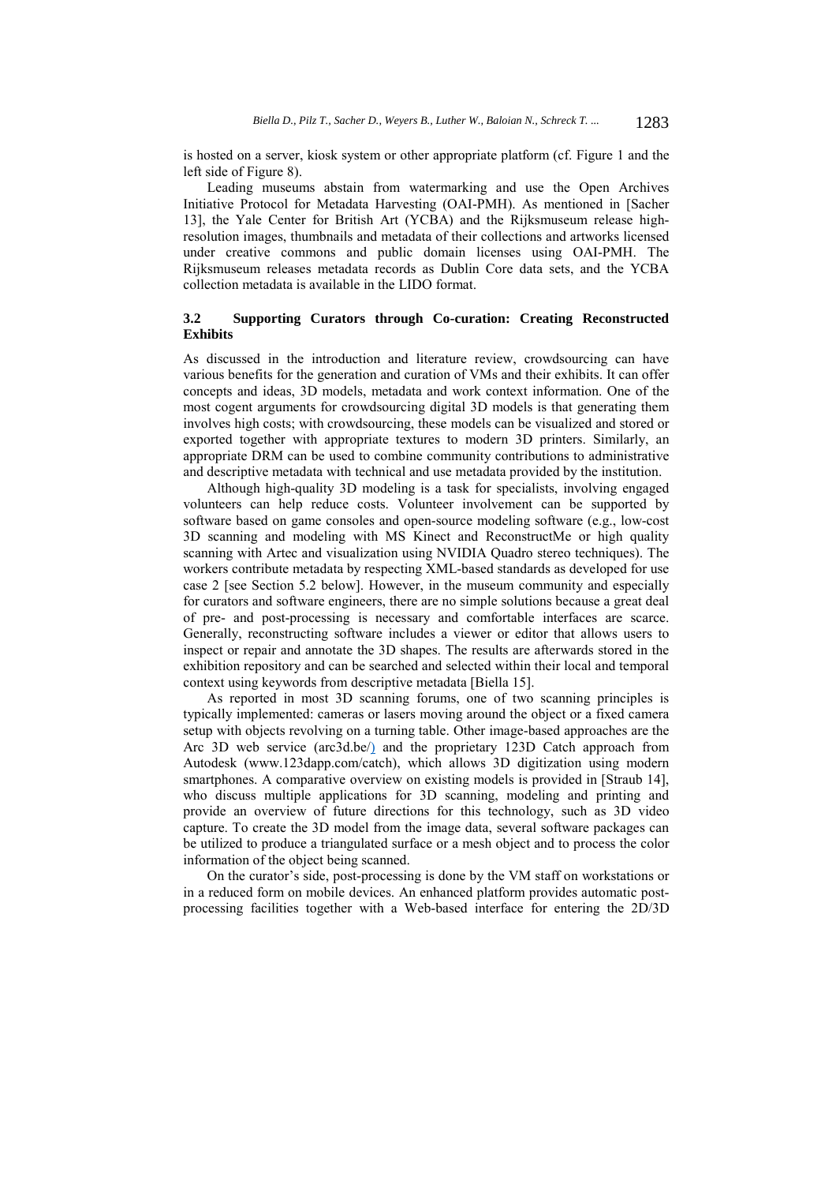is hosted on a server, kiosk system or other appropriate platform (cf. Figure 1 and the left side of Figure 8).

Leading museums abstain from watermarking and use the Open Archives Initiative Protocol for Metadata Harvesting (OAI-PMH). As mentioned in [Sacher 13], the Yale Center for British Art (YCBA) and the Rijksmuseum release high-resolution images, thumbnails and metadata of their collections and artworks licensed under creative commons and public domain licenses using OAI-PMH. The Rijksmuseum releases metadata records as Dublin Core data sets, and the YCBA collection metadata is available in the LIDO format.

### 3.2 Supporting Curators through Co-curation: Creating Reconstructed Exhibits

As discussed in the introduction and literature review, crowdsourcing can have various benefits for the generation and curation of VMs and their exhibits. It can offer concepts and ideas, 3D models, metadata and work context information. One of the most cogent arguments for crowdsourcing digital 3D models is that generating them involves high costs; with crowdsourcing, these models can be visualized and stored or exported together with appropriate textures to modern 3D printers. Similarly, an appropriate DRM can be used to combine community contributions to administrative and descriptive metadata with technical and use metadata provided by the institution.

Although high-quality 3D modeling is a task for specialists, involving engaged volunteers can help reduce costs. Volunteer involvement can be supported by software based on game consoles and open-source modeling software (e.g., low-cost 3D scanning and modeling with MS Kinect and ReconstructMe or high quality scanning with Artec and visualization using NVIDIA Quadro stereo techniques). The workers contribute metadata by respecting XML-based standards as developed for use case 2 [see Section 5.2 below]. However, in the museum community and especially for curators and software engineers, there are no simple solutions because a great deal of pre- and post-processing is necessary and comfortable interfaces are scarce. Generally, reconstructing software includes a viewer or editor that allows users to inspect or repair and annotate the 3D shapes. The results are afterwards stored in the exhibition repository and can be searched and selected within their local and temporal context using keywords from descriptive metadata [Biella 15].

As reported in most 3D scanning forums, one of two scanning principles is typically implemented: cameras or lasers moving around the object or a fixed camera setup with objects revolving on a turning table. Other image-based approaches are the Arc 3D web service (arc3d.be/) and the proprietary 123D Catch approach from Autodesk (www.123dapp.com/catch), which allows 3D digitization using modern smartphones. A comparative overview on existing models is provided in [Straub 14], who discuss multiple applications for 3D scanning, modeling and printing and provide an overview of future directions for this technology, such as 3D video capture. To create the 3D model from the image data, several software packages can be utilized to produce a triangulated surface or a mesh object and to process the color information of the object being scanned.

On the curator's side, post-processing is done by the VM staff on workstations or in a reduced form on mobile devices. An enhanced platform provides automatic post-processing facilities together with a Web-based interface for entering the 2D/3D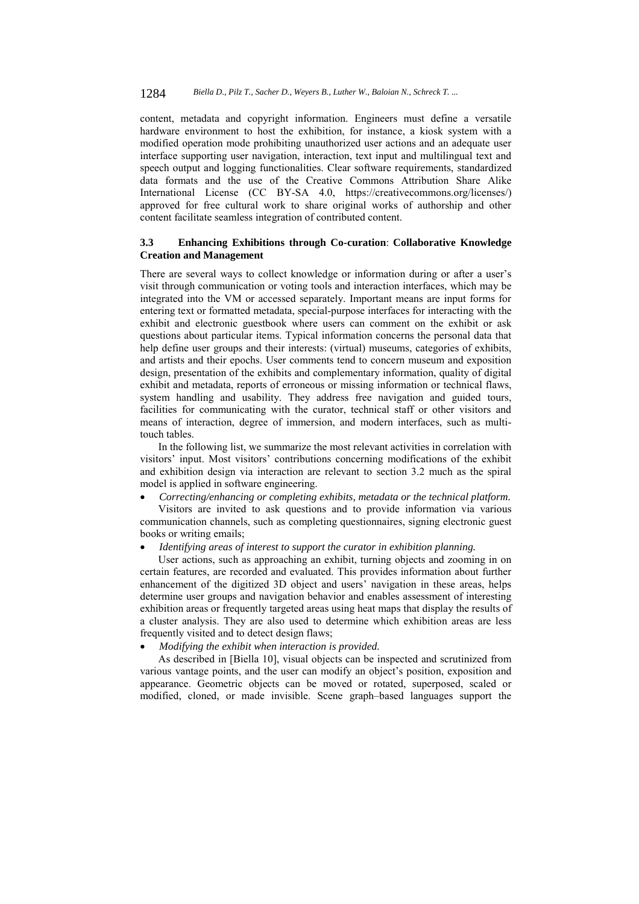content, metadata and copyright information. Engineers must define a versatile hardware environment to host the exhibition, for instance, a kiosk system with a modified operation mode prohibiting unauthorized user actions and an adequate user interface supporting user navigation, interaction, text input and multilingual text and speech output and logging functionalities. Clear software requirements, standardized data formats and the use of the Creative Commons Attribution Share Alike International License (CC BY-SA 4.0, https://creativecommons.org/licenses/) approved for free cultural work to share original works of authorship and other content facilitate seamless integration of contributed content.

### 3.3 Enhancing Exhibitions through Co-curation: Collaborative Knowledge Creation and Management

There are several ways to collect knowledge or information during or after a user's visit through communication or voting tools and interaction interfaces, which may be integrated into the VM or accessed separately. Important means are input forms for entering text or formatted metadata, special-purpose interfaces for interacting with the exhibit and electronic guestbook where users can comment on the exhibit or ask questions about particular items. Typical information concerns the personal data that help define user groups and their interests: (virtual) museums, categories of exhibits, and artists and their epochs. User comments tend to concern museum and exposition design, presentation of the exhibits and complementary information, quality of digital exhibit and metadata, reports of erroneous or missing information or technical flaws, system handling and usability. They address free navigation and guided tours, facilities for communicating with the curator, technical staff or other visitors and means of interaction, degree of immersion, and modern interfaces, such as multi-touch tables.

In the following list, we summarize the most relevant activities in correlation with visitors' input. Most visitors' contributions concerning modifications of the exhibit and exhibition design via interaction are relevant to section 3.2 much as the spiral model is applied in software engineering.

- *Correcting/enhancing or completing exhibits, metadata or the technical platform.*

  Visitors are invited to ask questions and to provide information via various communication channels, such as completing questionnaires, signing electronic guest books or writing emails;

- *Identifying areas of interest to support the curator in exhibition planning.*

  User actions, such as approaching an exhibit, turning objects and zooming in on certain features, are recorded and evaluated. This provides information about further enhancement of the digitized 3D object and users' navigation in these areas, helps determine user groups and navigation behavior and enables assessment of interesting exhibition areas or frequently targeted areas using heat maps that display the results of a cluster analysis. They are also used to determine which exhibition areas are less frequently visited and to detect design flaws;

- *Modifying the exhibit when interaction is provided.*

  As described in [Biella 10], visual objects can be inspected and scrutinized from various vantage points, and the user can modify an object's position, exposition and appearance. Geometric objects can be moved or rotated, superposed, scaled or modified, cloned, or made invisible. Scene graph–based languages support the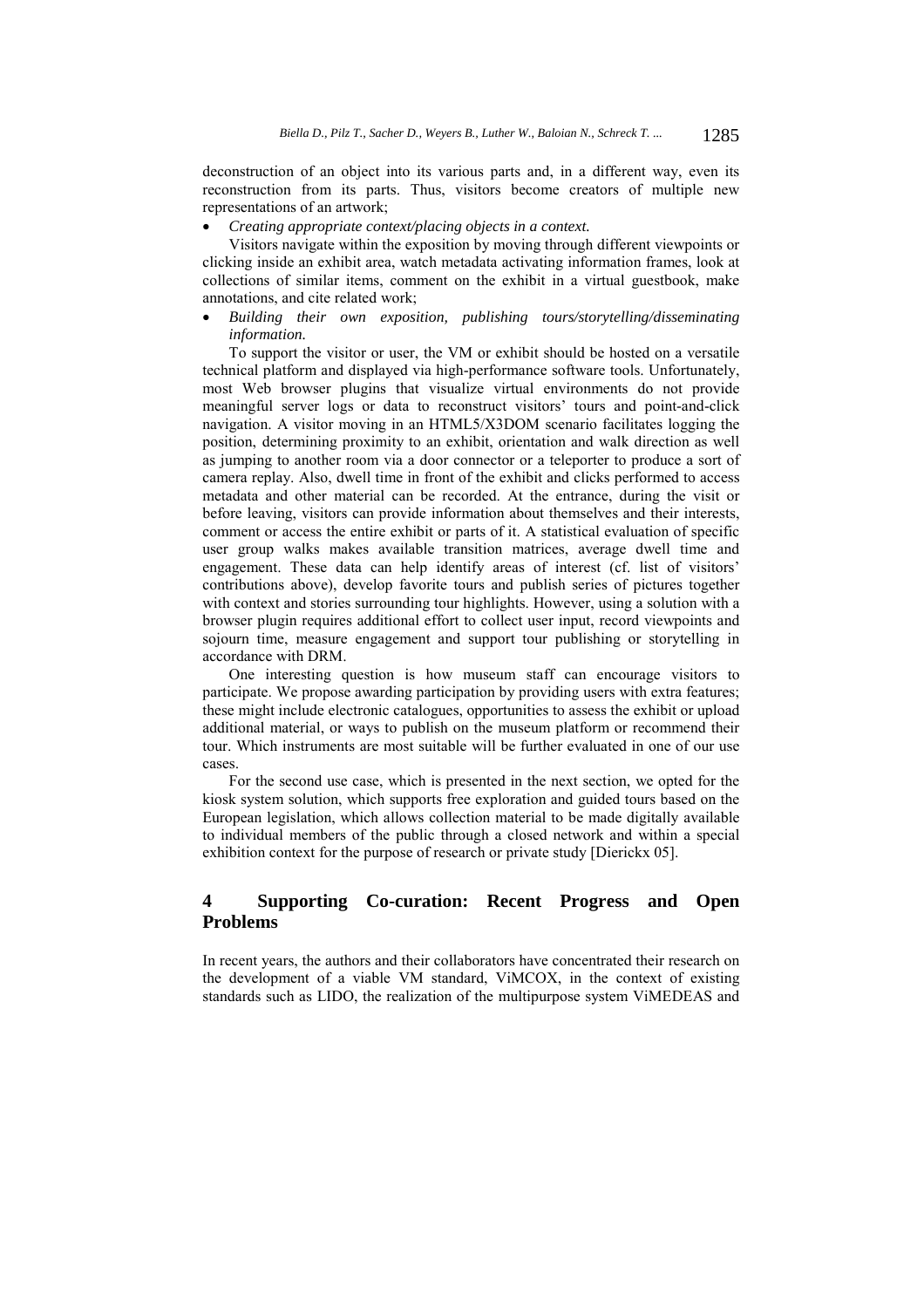deconstruction of an object into its various parts and, in a different way, even its reconstruction from its parts. Thus, visitors become creators of multiple new representations of an artwork;

- *Creating appropriate context/placing objects in a context.*

  Visitors navigate within the exposition by moving through different viewpoints or clicking inside an exhibit area, watch metadata activating information frames, look at collections of similar items, comment on the exhibit in a virtual guestbook, make annotations, and cite related work;

- *Building their own exposition, publishing tours/storytelling/disseminating information.*

To support the visitor or user, the VM or exhibit should be hosted on a versatile technical platform and displayed via high-performance software tools. Unfortunately, most Web browser plugins that visualize virtual environments do not provide meaningful server logs or data to reconstruct visitors' tours and point-and-click navigation. A visitor moving in an HTML5/X3DOM scenario facilitates logging the position, determining proximity to an exhibit, orientation and walk direction as well as jumping to another room via a door connector or a teleporter to produce a sort of camera replay. Also, dwell time in front of the exhibit and clicks performed to access metadata and other material can be recorded. At the entrance, during the visit or before leaving, visitors can provide information about themselves and their interests, comment or access the entire exhibit or parts of it. A statistical evaluation of specific user group walks makes available transition matrices, average dwell time and engagement. These data can help identify areas of interest (cf. list of visitors' contributions above), develop favorite tours and publish series of pictures together with context and stories surrounding tour highlights. However, using a solution with a browser plugin requires additional effort to collect user input, record viewpoints and sojourn time, measure engagement and support tour publishing or storytelling in accordance with DRM.

One interesting question is how museum staff can encourage visitors to participate. We propose awarding participation by providing users with extra features; these might include electronic catalogues, opportunities to assess the exhibit or upload additional material, or ways to publish on the museum platform or recommend their tour. Which instruments are most suitable will be further evaluated in one of our use cases.

For the second use case, which is presented in the next section, we opted for the kiosk system solution, which supports free exploration and guided tours based on the European legislation, which allows collection material to be made digitally available to individual members of the public through a closed network and within a special exhibition context for the purpose of research or private study [Dierickx 05].

# 4 Supporting Co-curation: Recent Progress and Open Problems

In recent years, the authors and their collaborators have concentrated their research on the development of a viable VM standard, ViMCOX, in the context of existing standards such as LIDO, the realization of the multipurpose system ViMEDEAS and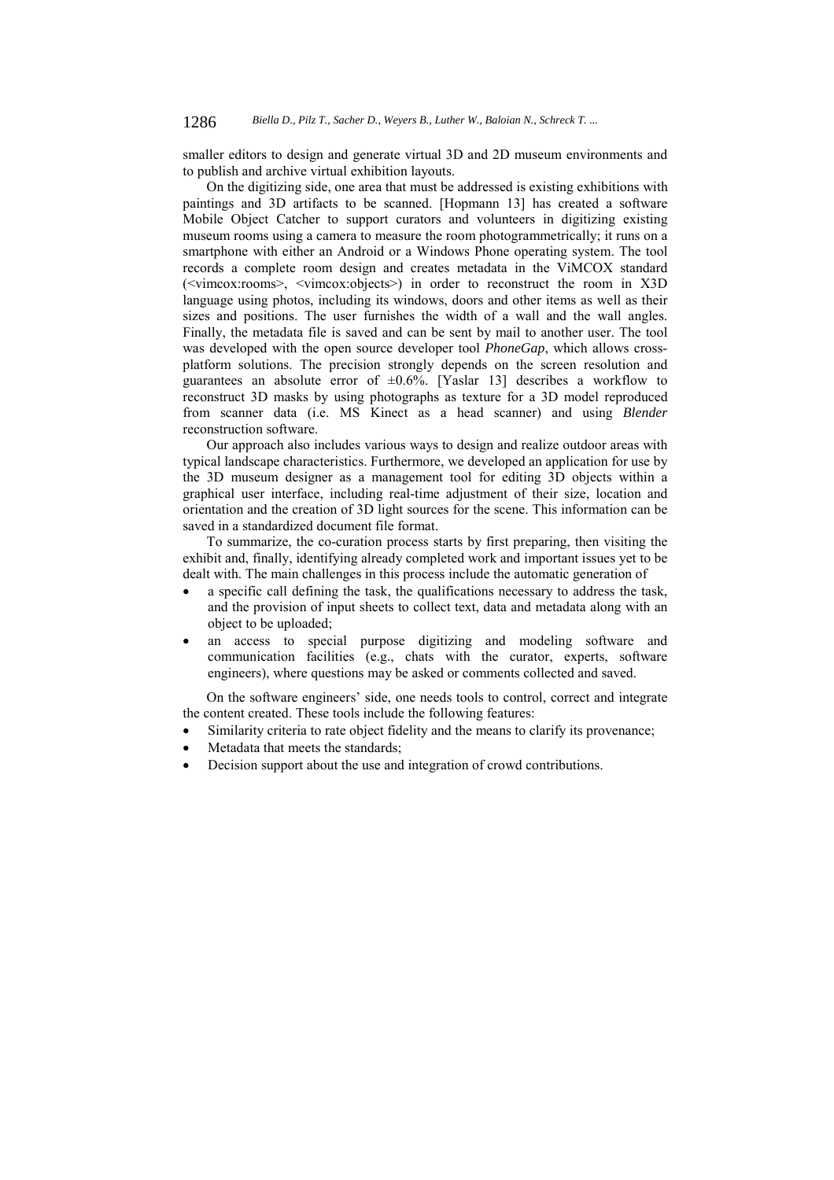smaller editors to design and generate virtual 3D and 2D museum environments and to publish and archive virtual exhibition layouts.

On the digitizing side, one area that must be addressed is existing exhibitions with paintings and 3D artifacts to be scanned. [Hopmann 13] has created a software Mobile Object Catcher to support curators and volunteers in digitizing existing museum rooms using a camera to measure the room photogrammetrically; it runs on a smartphone with either an Android or a Windows Phone operating system. The tool records a complete room design and creates metadata in the ViMCOX standard (<vimcox:rooms>, <vimcox:objects>) in order to reconstruct the room in X3D language using photos, including its windows, doors and other items as well as their sizes and positions. The user furnishes the width of a wall and the wall angles. Finally, the metadata file is saved and can be sent by mail to another user. The tool was developed with the open source developer tool *PhoneGap*, which allows cross-platform solutions. The precision strongly depends on the screen resolution and guarantees an absolute error of $\pm 0.6\%$. [Yaslar 13] describes a workflow to reconstruct 3D masks by using photographs as texture for a 3D model reproduced from scanner data (i.e. MS Kinect as a head scanner) and using *Blender* reconstruction software.

Our approach also includes various ways to design and realize outdoor areas with typical landscape characteristics. Furthermore, we developed an application for use by the 3D museum designer as a management tool for editing 3D objects within a graphical user interface, including real-time adjustment of their size, location and orientation and the creation of 3D light sources for the scene. This information can be saved in a standardized document file format.

To summarize, the co-curation process starts by first preparing, then visiting the exhibit and, finally, identifying already completed work and important issues yet to be dealt with. The main challenges in this process include the automatic generation of

- a specific call defining the task, the qualifications necessary to address the task, and the provision of input sheets to collect text, data and metadata along with an object to be uploaded;
- an access to special purpose digitizing and modeling software and communication facilities (e.g., chats with the curator, experts, software engineers), where questions may be asked or comments collected and saved.

On the software engineers' side, one needs tools to control, correct and integrate the content created. These tools include the following features:

- Similarity criteria to rate object fidelity and the means to clarify its provenance;
- Metadata that meets the standards;
- Decision support about the use and integration of crowd contributions.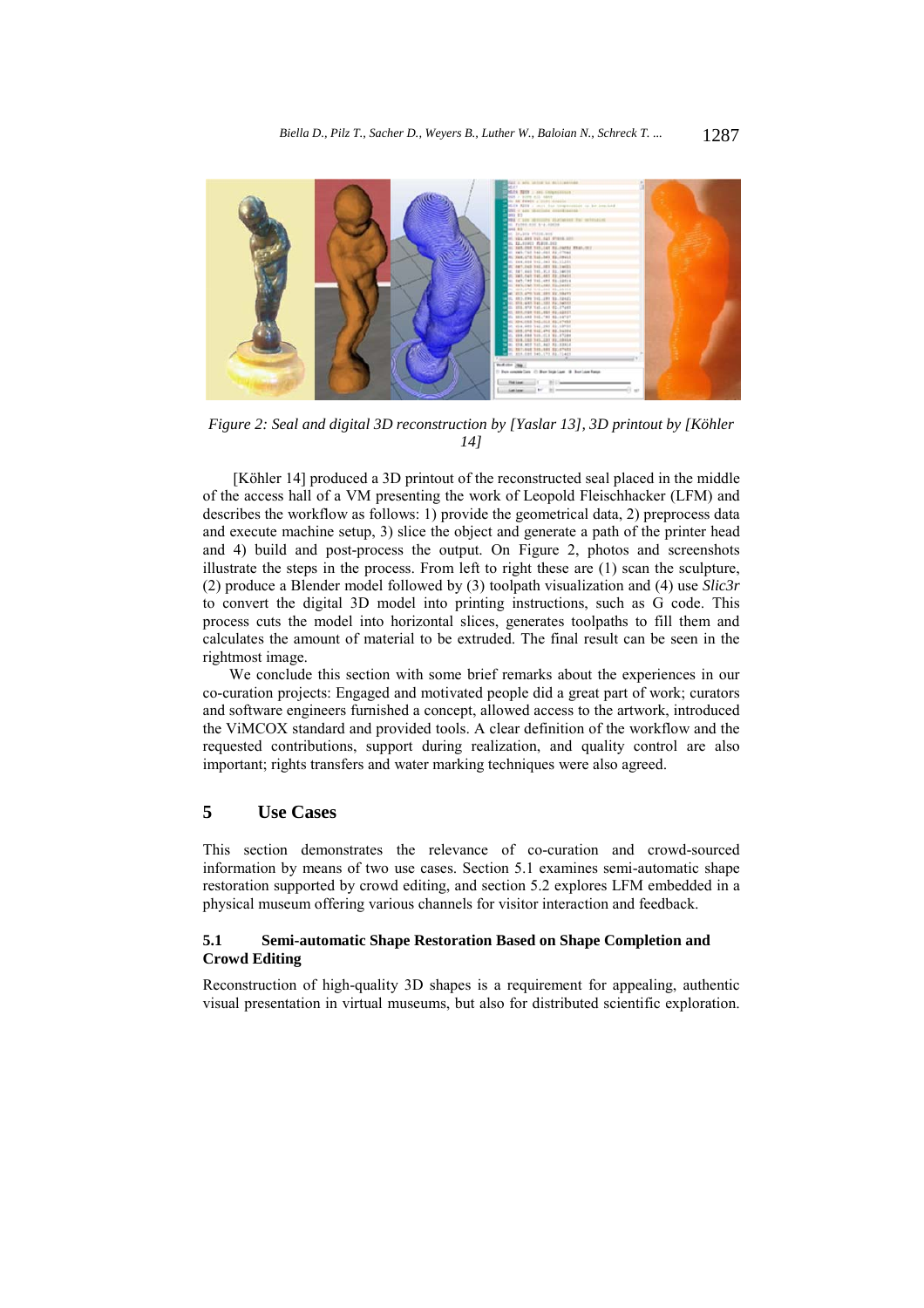*Figure 2: Seal and digital 3D reconstruction by [Yaslar 13], 3D printout by [Köhler 14]*

[Köhler 14] produced a 3D printout of the reconstructed seal placed in the middle of the access hall of a VM presenting the work of Leopold Fleischhacker (LFM) and describes the workflow as follows: 1) provide the geometrical data, 2) preprocess data and execute machine setup, 3) slice the object and generate a path of the printer head and 4) build and post-process the output. On Figure 2, photos and screenshots illustrate the steps in the process. From left to right these are (1) scan the sculpture, (2) produce a Blender model followed by (3) toolpath visualization and (4) use *Slic3r* to convert the digital 3D model into printing instructions, such as G code. This process cuts the model into horizontal slices, generates toolpaths to fill them and calculates the amount of material to be extruded. The final result can be seen in the rightmost image.

We conclude this section with some brief remarks about the experiences in our co-curation projects: Engaged and motivated people did a great part of work; curators and software engineers furnished a concept, allowed access to the artwork, introduced the ViMCOX standard and provided tools. A clear definition of the workflow and the requested contributions, support during realization, and quality control are also important; rights transfers and water marking techniques were also agreed.

## 5 Use Cases

This section demonstrates the relevance of co-curation and crowd-sourced information by means of two use cases. Section 5.1 examines semi-automatic shape restoration supported by crowd editing, and section 5.2 explores LFM embedded in a physical museum offering various channels for visitor interaction and feedback.

### 5.1 Semi-automatic Shape Restoration Based on Shape Completion and Crowd Editing

Reconstruction of high-quality 3D shapes is a requirement for appealing, authentic visual presentation in virtual museums, but also for distributed scientific exploration.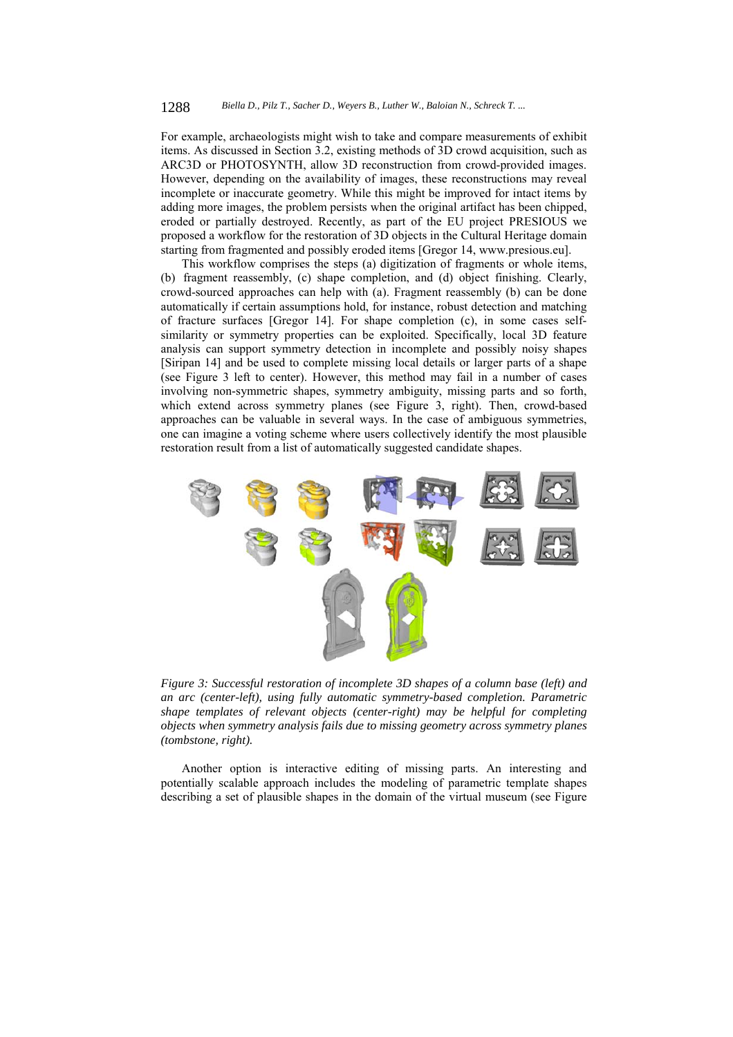For example, archaeologists might wish to take and compare measurements of exhibit items. As discussed in Section 3.2, existing methods of 3D crowd acquisition, such as ARC3D or PHOTOSYNTH, allow 3D reconstruction from crowd-provided images. However, depending on the availability of images, these reconstructions may reveal incomplete or inaccurate geometry. While this might be improved for intact items by adding more images, the problem persists when the original artifact has been chipped, eroded or partially destroyed. Recently, as part of the EU project PRESIOUS we proposed a workflow for the restoration of 3D objects in the Cultural Heritage domain starting from fragmented and possibly eroded items [Gregor 14, www.presious.eu].

This workflow comprises the steps (a) digitization of fragments or whole items, (b) fragment reassembly, (c) shape completion, and (d) object finishing. Clearly, crowd-sourced approaches can help with (a). Fragment reassembly (b) can be done automatically if certain assumptions hold, for instance, robust detection and matching of fracture surfaces [Gregor 14]. For shape completion (c), in some cases self-similarity or symmetry properties can be exploited. Specifically, local 3D feature analysis can support symmetry detection in incomplete and possibly noisy shapes [Siripan 14] and be used to complete missing local details or larger parts of a shape (see Figure 3 left to center). However, this method may fail in a number of cases involving non-symmetric shapes, symmetry ambiguity, missing parts and so forth, which extend across symmetry planes (see Figure 3, right). Then, crowd-based approaches can be valuable in several ways. In the case of ambiguous symmetries, one can imagine a voting scheme where users collectively identify the most plausible restoration result from a list of automatically suggested candidate shapes.

*Figure 3: Successful restoration of incomplete 3D shapes of a column base (left) and an arc (center-left), using fully automatic symmetry-based completion. Parametric shape templates of relevant objects (center-right) may be helpful for completing objects when symmetry analysis fails due to missing geometry across symmetry planes (tombstone, right).*

Another option is interactive editing of missing parts. An interesting and potentially scalable approach includes the modeling of parametric template shapes describing a set of plausible shapes in the domain of the virtual museum (see Figure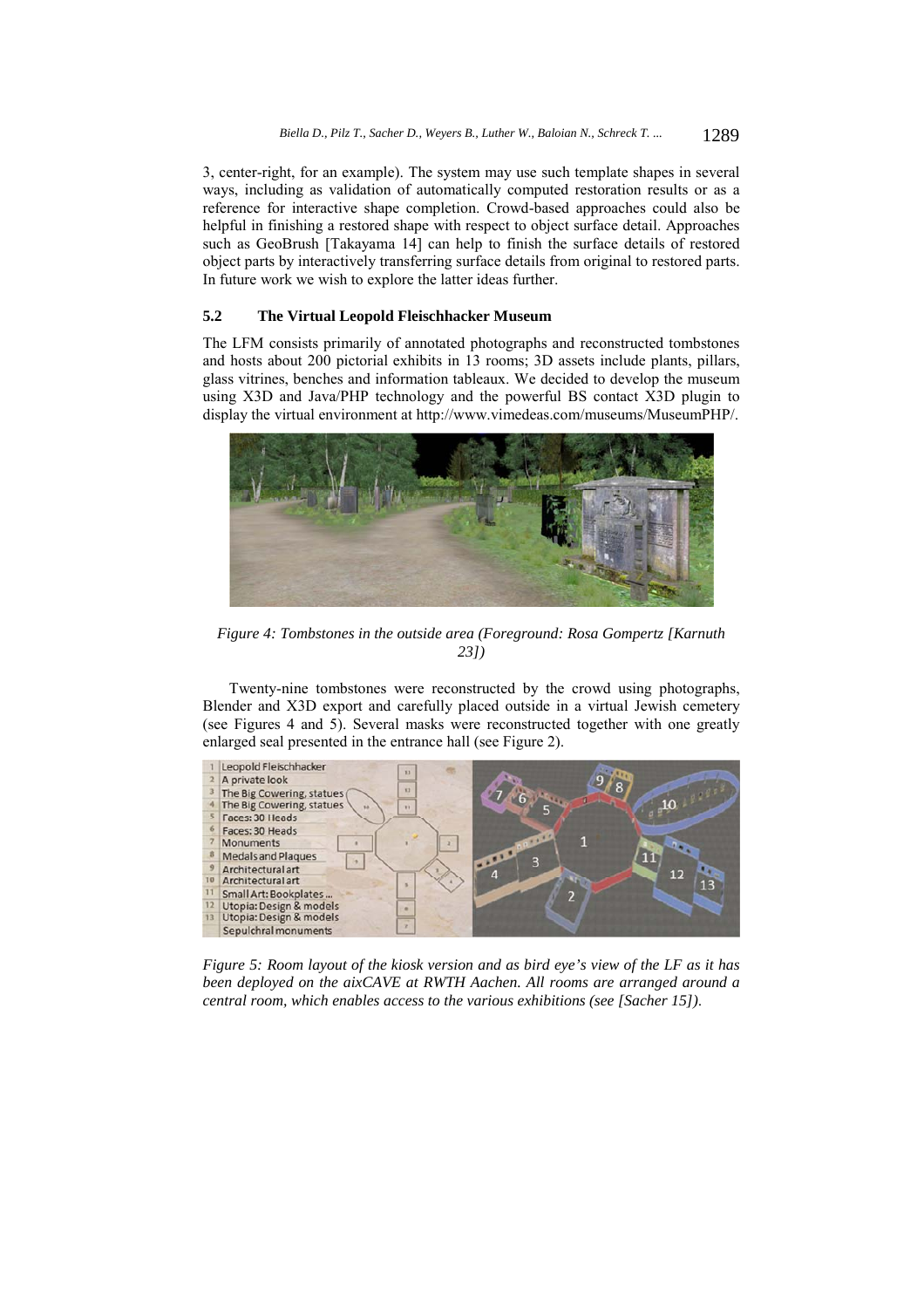3, center-right, for an example). The system may use such template shapes in several ways, including as validation of automatically computed restoration results or as a reference for interactive shape completion. Crowd-based approaches could also be helpful in finishing a restored shape with respect to object surface detail. Approaches such as GeoBrush [Takayama 14] can help to finish the surface details of restored object parts by interactively transferring surface details from original to restored parts. In future work we wish to explore the latter ideas further.

### 5.2 The Virtual Leopold Fleischhacker Museum

The LFM consists primarily of annotated photographs and reconstructed tombstones and hosts about 200 pictorial exhibits in 13 rooms; 3D assets include plants, pillars, glass vitrines, benches and information tableaux. We decided to develop the museum using X3D and Java/PHP technology and the powerful BS contact X3D plugin to display the virtual environment at http://www.vimedeas.com/museums/MuseumPHP/.

*Figure 4: Tombstones in the outside area (Foreground: Rosa Gompertz [Karnuth 23])*

Twenty-nine tombstones were reconstructed by the crowd using photographs, Blender and X3D export and carefully placed outside in a virtual Jewish cemetery (see Figures 4 and 5). Several masks were reconstructed together with one greatly enlarged seal presented in the entrance hall (see Figure 2).

*Figure 5: Room layout of the kiosk version and as bird eye's view of the LF as it has been deployed on the aixCAVE at RWTH Aachen. All rooms are arranged around a central room, which enables access to the various exhibitions (see [Sacher 15]).*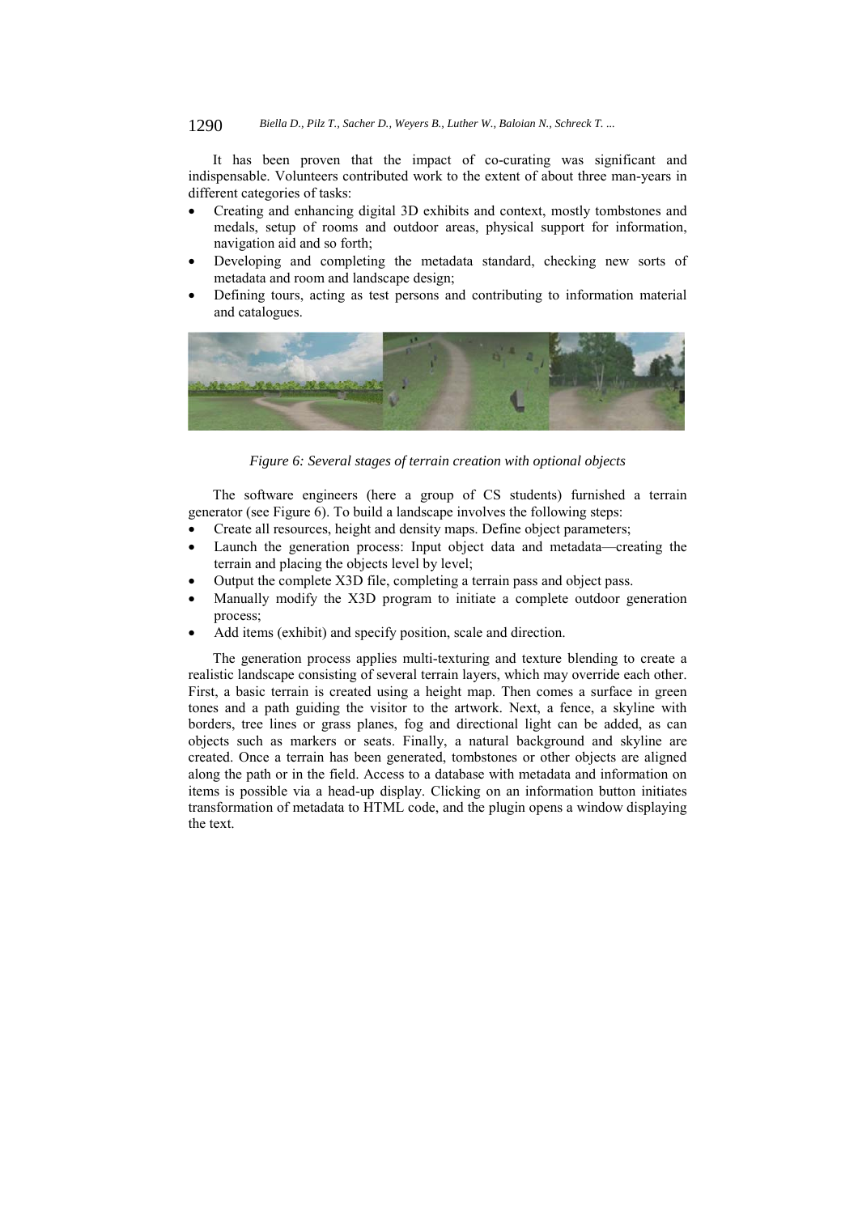It has been proven that the impact of co-curating was significant and indispensable. Volunteers contributed work to the extent of about three man-years in different categories of tasks:

- Creating and enhancing digital 3D exhibits and context, mostly tombstones and medals, setup of rooms and outdoor areas, physical support for information, navigation aid and so forth;
- Developing and completing the metadata standard, checking new sorts of metadata and room and landscape design;
- Defining tours, acting as test persons and contributing to information material and catalogues.

*Figure 6: Several stages of terrain creation with optional objects*

The software engineers (here a group of CS students) furnished a terrain generator (see Figure 6). To build a landscape involves the following steps:

- Create all resources, height and density maps. Define object parameters;
- Launch the generation process: Input object data and metadata—creating the terrain and placing the objects level by level;
- Output the complete X3D file, completing a terrain pass and object pass.
- Manually modify the X3D program to initiate a complete outdoor generation process;
- Add items (exhibit) and specify position, scale and direction.

The generation process applies multi-texturing and texture blending to create a realistic landscape consisting of several terrain layers, which may override each other. First, a basic terrain is created using a height map. Then comes a surface in green tones and a path guiding the visitor to the artwork. Next, a fence, a skyline with borders, tree lines or grass planes, fog and directional light can be added, as can objects such as markers or seats. Finally, a natural background and skyline are created. Once a terrain has been generated, tombstones or other objects are aligned along the path or in the field. Access to a database with metadata and information on items is possible via a head-up display. Clicking on an information button initiates transformation of metadata to HTML code, and the plugin opens a window displaying the text.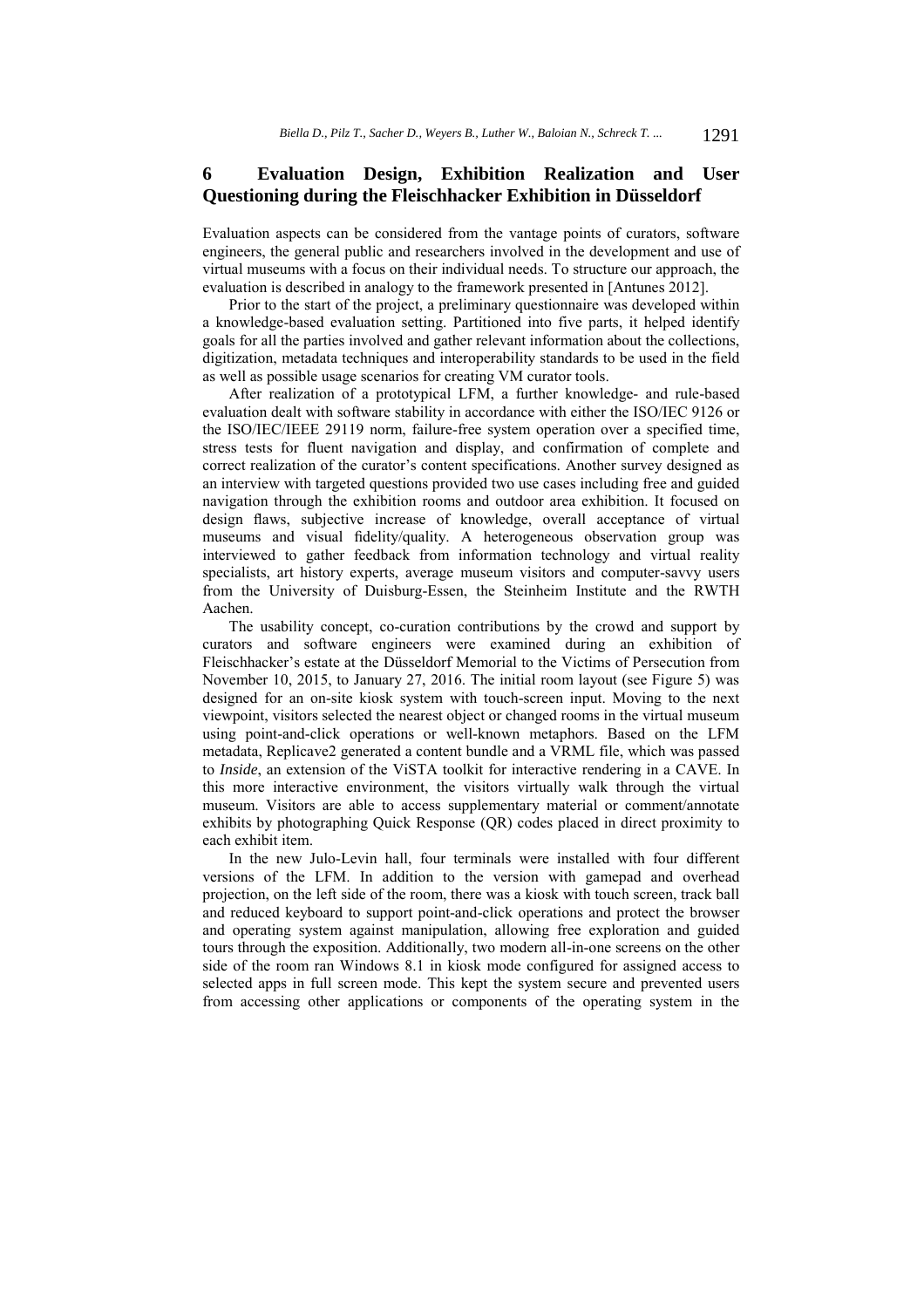## 6 Evaluation Design, Exhibition Realization and User Questioning during the Fleischhacker Exhibition in Düsseldorf

Evaluation aspects can be considered from the vantage points of curators, software engineers, the general public and researchers involved in the development and use of virtual museums with a focus on their individual needs. To structure our approach, the evaluation is described in analogy to the framework presented in [Antunes 2012].

Prior to the start of the project, a preliminary questionnaire was developed within a knowledge-based evaluation setting. Partitioned into five parts, it helped identify goals for all the parties involved and gather relevant information about the collections, digitization, metadata techniques and interoperability standards to be used in the field as well as possible usage scenarios for creating VM curator tools.

After realization of a prototypical LFM, a further knowledge- and rule-based evaluation dealt with software stability in accordance with either the ISO/IEC 9126 or the ISO/IEC/IEEE 29119 norm, failure-free system operation over a specified time, stress tests for fluent navigation and display, and confirmation of complete and correct realization of the curator's content specifications. Another survey designed as an interview with targeted questions provided two use cases including free and guided navigation through the exhibition rooms and outdoor area exhibition. It focused on design flaws, subjective increase of knowledge, overall acceptance of virtual museums and visual fidelity/quality. A heterogeneous observation group was interviewed to gather feedback from information technology and virtual reality specialists, art history experts, average museum visitors and computer-savvy users from the University of Duisburg-Essen, the Steinheim Institute and the RWTH Aachen.

The usability concept, co-curation contributions by the crowd and support by curators and software engineers were examined during an exhibition of Fleischhacker's estate at the Düsseldorf Memorial to the Victims of Persecution from November 10, 2015, to January 27, 2016. The initial room layout (see Figure 5) was designed for an on-site kiosk system with touch-screen input. Moving to the next viewpoint, visitors selected the nearest object or changed rooms in the virtual museum using point-and-click operations or well-known metaphors. Based on the LFM metadata, Replicave2 generated a content bundle and a VRML file, which was passed to *Inside*, an extension of the ViSTA toolkit for interactive rendering in a CAVE. In this more interactive environment, the visitors virtually walk through the virtual museum. Visitors are able to access supplementary material or comment/annotate exhibits by photographing Quick Response (QR) codes placed in direct proximity to each exhibit item.

In the new Julo-Levin hall, four terminals were installed with four different versions of the LFM. In addition to the version with gamepad and overhead projection, on the left side of the room, there was a kiosk with touch screen, track ball and reduced keyboard to support point-and-click operations and protect the browser and operating system against manipulation, allowing free exploration and guided tours through the exposition. Additionally, two modern all-in-one screens on the other side of the room ran Windows 8.1 in kiosk mode configured for assigned access to selected apps in full screen mode. This kept the system secure and prevented users from accessing other applications or components of the operating system in the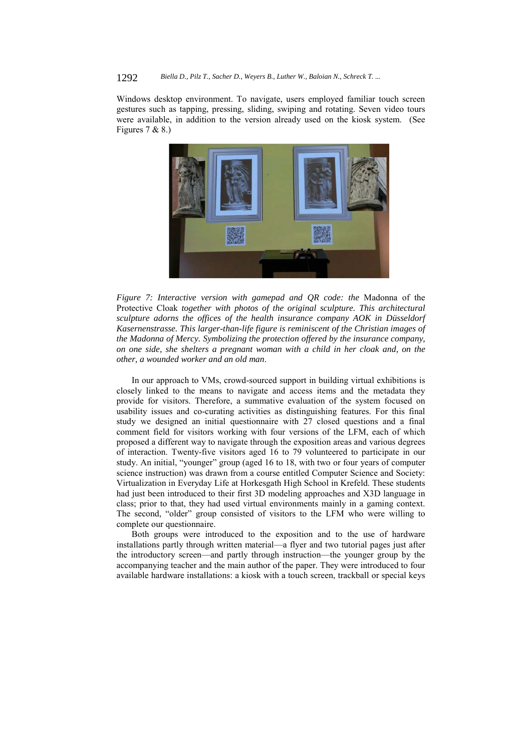Windows desktop environment. To navigate, users employed familiar touch screen gestures such as tapping, pressing, sliding, swiping and rotating. Seven video tours were available, in addition to the version already used on the kiosk system. (See Figures 7 & 8.)

*Figure 7: Interactive version with gamepad and QR code: the* Madonna of the Protective Cloak *together with photos of the original sculpture. This architectural sculpture adorns the offices of the health insurance company AOK in Düsseldorf Kasernenstrasse. This larger-than-life figure is reminiscent of the Christian images of the Madonna of Mercy. Symbolizing the protection offered by the insurance company, on one side, she shelters a pregnant woman with a child in her cloak and, on the other, a wounded worker and an old man.*

In our approach to VMs, crowd-sourced support in building virtual exhibitions is closely linked to the means to navigate and access items and the metadata they provide for visitors. Therefore, a summative evaluation of the system focused on usability issues and co-curating activities as distinguishing features. For this final study we designed an initial questionnaire with 27 closed questions and a final comment field for visitors working with four versions of the LFM, each of which proposed a different way to navigate through the exposition areas and various degrees of interaction. Twenty-five visitors aged 16 to 79 volunteered to participate in our study. An initial, "younger" group (aged 16 to 18, with two or four years of computer science instruction) was drawn from a course entitled Computer Science and Society: Virtualization in Everyday Life at Horkesgath High School in Krefeld. These students had just been introduced to their first 3D modeling approaches and X3D language in class; prior to that, they had used virtual environments mainly in a gaming context. The second, "older" group consisted of visitors to the LFM who were willing to complete our questionnaire.

Both groups were introduced to the exposition and to the use of hardware installations partly through written material—a flyer and two tutorial pages just after the introductory screen—and partly through instruction—the younger group by the accompanying teacher and the main author of the paper. They were introduced to four available hardware installations: a kiosk with a touch screen, trackball or special keys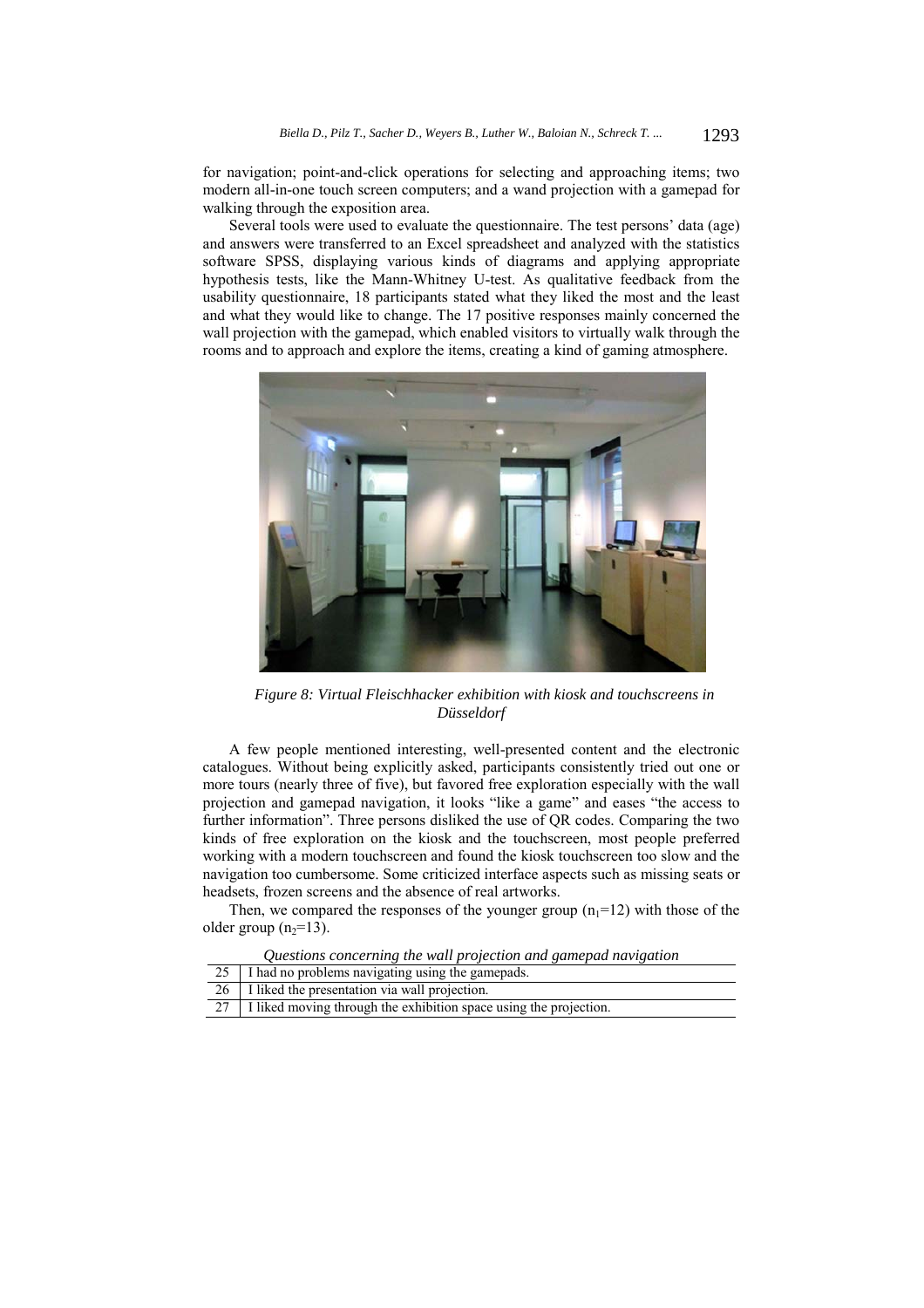for navigation; point-and-click operations for selecting and approaching items; two modern all-in-one touch screen computers; and a wand projection with a gamepad for walking through the exposition area.

Several tools were used to evaluate the questionnaire. The test persons' data (age) and answers were transferred to an Excel spreadsheet and analyzed with the statistics software SPSS, displaying various kinds of diagrams and applying appropriate hypothesis tests, like the Mann-Whitney U-test. As qualitative feedback from the usability questionnaire, 18 participants stated what they liked the most and the least and what they would like to change. The 17 positive responses mainly concerned the wall projection with the gamepad, which enabled visitors to virtually walk through the rooms and to approach and explore the items, creating a kind of gaming atmosphere.

*Figure 8: Virtual Fleischhacker exhibition with kiosk and touchscreens in Düsseldorf*

A few people mentioned interesting, well-presented content and the electronic catalogues. Without being explicitly asked, participants consistently tried out one or more tours (nearly three of five), but favored free exploration especially with the wall projection and gamepad navigation, it looks "like a game" and eases "the access to further information". Three persons disliked the use of QR codes. Comparing the two kinds of free exploration on the kiosk and the touchscreen, most people preferred working with a modern touchscreen and found the kiosk touchscreen too slow and the navigation too cumbersome. Some criticized interface aspects such as missing seats or headsets, frozen screens and the absence of real artworks.

Then, we compared the responses of the younger group ($n_1$=12) with those of the older group ($n_2$=13).

*Questions concerning the wall projection and gamepad navigation*

| | |
|---|---|
| 25 | I had no problems navigating using the gamepads. |
| 26 | I liked the presentation via wall projection. |
| 27 | I liked moving through the exhibition space using the projection. |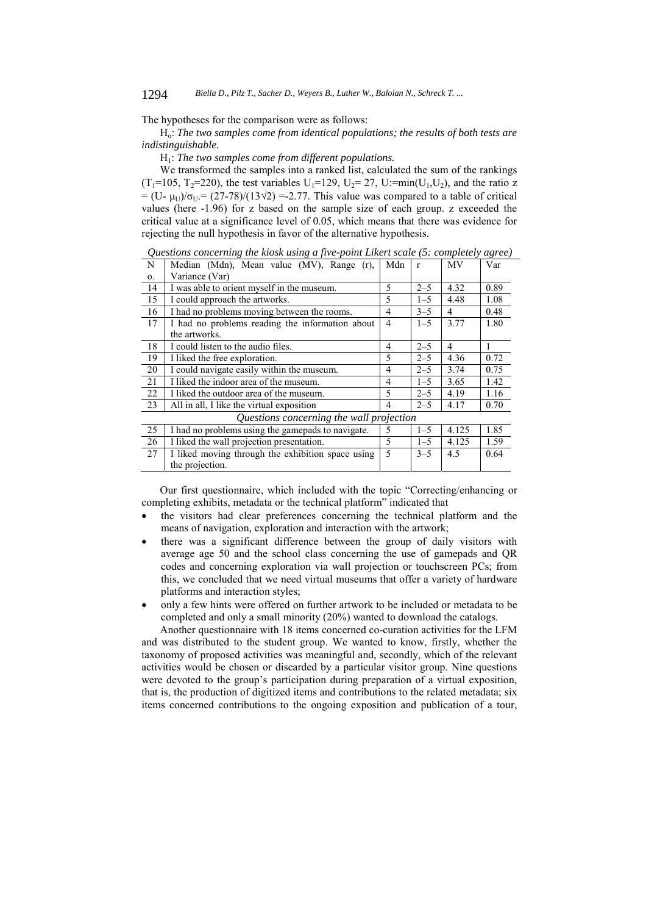The hypotheses for the comparison were as follows:

$H_o$: *The two samples come from identical populations; the results of both tests are indistinguishable.*

$H_1$: *The two samples come from different populations.*

We transformed the samples into a ranked list, calculated the sum of the rankings ($T_1$=105, $T_2$=220), the test variables $U_1$=129, $U_2$= 27, U:=min($U_1$,$U_2$), and the ratio $z = (U- \mu_U)/\sigma_U = (27-78)/(13\sqrt{2}) = -2.77$. This value was compared to a table of critical values (here -1.96) for z based on the sample size of each group. z exceeded the critical value at a significance level of 0.05, which means that there was evidence for rejecting the null hypothesis in favor of the alternative hypothesis.

*Questions concerning the kiosk using a five-point Likert scale (5: completely agree)*

| No. | Median (Mdn), Mean value (MV), Range (r), Variance (Var) | Mdn | r | MV | Var |
|---|---|---|---|---|---|
| 14 | I was able to orient myself in the museum. | 5 | 2–5 | 4.32 | 0.89 |
| 15 | I could approach the artworks. | 5 | 1–5 | 4.48 | 1.08 |
| 16 | I had no problems moving between the rooms. | 4 | 3–5 | 4 | 0.48 |
| 17 | I had no problems reading the information about the artworks. | 4 | 1–5 | 3.77 | 1.80 |
| 18 | I could listen to the audio files. | 4 | 2–5 | 4 | 1 |
| 19 | I liked the free exploration. | 5 | 2–5 | 4.36 | 0.72 |
| 20 | I could navigate easily within the museum. | 4 | 2–5 | 3.74 | 0.75 |
| 21 | I liked the indoor area of the museum. | 4 | 1–5 | 3.65 | 1.42 |
| 22 | I liked the outdoor area of the museum. | 5 | 2–5 | 4.19 | 1.16 |
| 23 | All in all, I like the virtual exposition | 4 | 2–5 | 4.17 | 0.70 |
| | *Questions concerning the wall projection* | | | | |
| 25 | I had no problems using the gamepads to navigate. | 5 | 1–5 | 4.125 | 1.85 |
| 26 | I liked the wall projection presentation. | 5 | 1–5 | 4.125 | 1.59 |
| 27 | I liked moving through the exhibition space using the projection. | 5 | 3–5 | 4.5 | 0.64 |

Our first questionnaire, which included with the topic "Correcting/enhancing or completing exhibits, metadata or the technical platform" indicated that

- the visitors had clear preferences concerning the technical platform and the means of navigation, exploration and interaction with the artwork;
- there was a significant difference between the group of daily visitors with average age 50 and the school class concerning the use of gamepads and QR codes and concerning exploration via wall projection or touchscreen PCs; from this, we concluded that we need virtual museums that offer a variety of hardware platforms and interaction styles;
- only a few hints were offered on further artwork to be included or metadata to be completed and only a small minority (20%) wanted to download the catalogs.

Another questionnaire with 18 items concerned co-curation activities for the LFM and was distributed to the student group. We wanted to know, firstly, whether the taxonomy of proposed activities was meaningful and, secondly, which of the relevant activities would be chosen or discarded by a particular visitor group. Nine questions were devoted to the group's participation during preparation of a virtual exposition, that is, the production of digitized items and contributions to the related metadata; six items concerned contributions to the ongoing exposition and publication of a tour,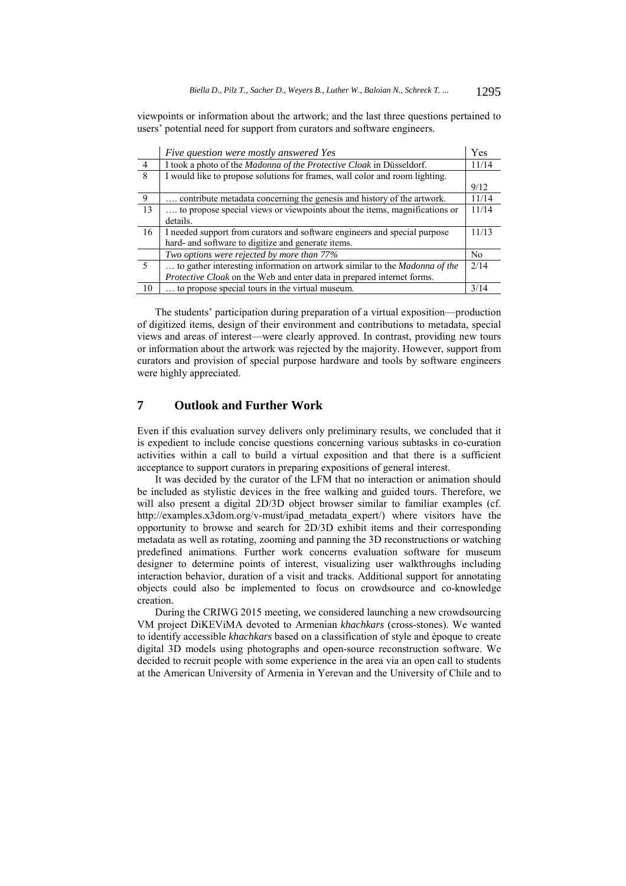viewpoints or information about the artwork; and the last three questions pertained to users' potential need for support from curators and software engineers.

| | *Five question were mostly answered Yes* | Yes |
|---|---|---|
| 4 | I took a photo of the *Madonna of the Protective Cloak* in Düsseldorf. | 11/14 |
| 8 | I would like to propose solutions for frames, wall color and room lighting. | 9/12 |
| 9 | …. contribute metadata concerning the genesis and history of the artwork. | 11/14 |
| 13 | …. to propose special views or viewpoints about the items, magnifications or details. | 11/14 |
| 16 | I needed support from curators and software engineers and special purpose hard- and software to digitize and generate items. | 11/13 |
| | *Two options were rejected by more than 77%* | No |
| 5 | … to gather interesting information on artwork similar to the *Madonna of the Protective Cloak* on the Web and enter data in prepared internet forms. | 2/14 |
| 10 | … to propose special tours in the virtual museum. | 3/14 |

The students' participation during preparation of a virtual exposition—production of digitized items, design of their environment and contributions to metadata, special views and areas of interest—were clearly approved. In contrast, providing new tours or information about the artwork was rejected by the majority. However, support from curators and provision of special purpose hardware and tools by software engineers were highly appreciated.

## 7 Outlook and Further Work

Even if this evaluation survey delivers only preliminary results, we concluded that it is expedient to include concise questions concerning various subtasks in co-curation activities within a call to build a virtual exposition and that there is a sufficient acceptance to support curators in preparing expositions of general interest.

It was decided by the curator of the LFM that no interaction or animation should be included as stylistic devices in the free walking and guided tours. Therefore, we will also present a digital 2D/3D object browser similar to familiar examples (cf. http://examples.x3dom.org/v-must/ipad_metadata_expert/) where visitors have the opportunity to browse and search for 2D/3D exhibit items and their corresponding metadata as well as rotating, zooming and panning the 3D reconstructions or watching predefined animations. Further work concerns evaluation software for museum designer to determine points of interest, visualizing user walkthroughs including interaction behavior, duration of a visit and tracks. Additional support for annotating objects could also be implemented to focus on crowdsource and co-knowledge creation.

During the CRIWG 2015 meeting, we considered launching a new crowdsourcing VM project DiKEViMA devoted to Armenian *khachkars* (cross-stones). We wanted to identify accessible *khachkars* based on a classification of style and époque to create digital 3D models using photographs and open-source reconstruction software. We decided to recruit people with some experience in the area via an open call to students at the American University of Armenia in Yerevan and the University of Chile and to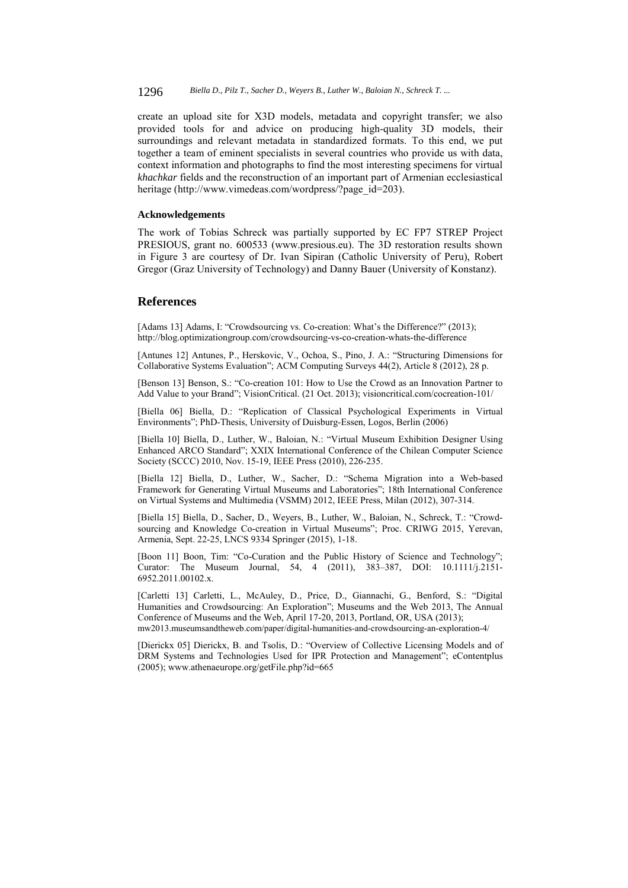create an upload site for X3D models, metadata and copyright transfer; we also provided tools for and advice on producing high-quality 3D models, their surroundings and relevant metadata in standardized formats. To this end, we put together a team of eminent specialists in several countries who provide us with data, context information and photographs to find the most interesting specimens for virtual *khachkar* fields and the reconstruction of an important part of Armenian ecclesiastical heritage (http://www.vimedeas.com/wordpress/?page_id=203).

#### Acknowledgements

The work of Tobias Schreck was partially supported by EC FP7 STREP Project PRESIOUS, grant no. 600533 (www.presious.eu). The 3D restoration results shown in Figure 3 are courtesy of Dr. Ivan Sipiran (Catholic University of Peru), Robert Gregor (Graz University of Technology) and Danny Bauer (University of Konstanz).

## References

[Adams 13] Adams, I: "Crowdsourcing vs. Co-creation: What's the Difference?" (2013); http://blog.optimizationgroup.com/crowdsourcing-vs-co-creation-whats-the-difference

[Antunes 12] Antunes, P., Herskovic, V., Ochoa, S., Pino, J. A.: "Structuring Dimensions for Collaborative Systems Evaluation"; ACM Computing Surveys 44(2), Article 8 (2012), 28 p.

[Benson 13] Benson, S.: "Co-creation 101: How to Use the Crowd as an Innovation Partner to Add Value to your Brand"; VisionCritical. (21 Oct. 2013); visioncritical.com/cocreation-101/

[Biella 06] Biella, D.: "Replication of Classical Psychological Experiments in Virtual Environments"; PhD-Thesis, University of Duisburg-Essen, Logos, Berlin (2006)

[Biella 10] Biella, D., Luther, W., Baloian, N.: "Virtual Museum Exhibition Designer Using Enhanced ARCO Standard"; XXIX International Conference of the Chilean Computer Science Society (SCCC) 2010, Nov. 15-19, IEEE Press (2010), 226-235.

[Biella 12] Biella, D., Luther, W., Sacher, D.: "Schema Migration into a Web-based Framework for Generating Virtual Museums and Laboratories"; 18th International Conference on Virtual Systems and Multimedia (VSMM) 2012, IEEE Press, Milan (2012), 307-314.

[Biella 15] Biella, D., Sacher, D., Weyers, B., Luther, W., Baloian, N., Schreck, T.: "Crowdsourcing and Knowledge Co-creation in Virtual Museums"; Proc. CRIWG 2015, Yerevan, Armenia, Sept. 22-25, LNCS 9334 Springer (2015), 1-18.

[Boon 11] Boon, Tim: "Co-Curation and the Public History of Science and Technology"; Curator: The Museum Journal, 54, 4 (2011), 383–387, DOI: 10.1111/j.2151-6952.2011.00102.x.

[Carletti 13] Carletti, L., McAuley, D., Price, D., Giannachi, G., Benford, S.: "Digital Humanities and Crowdsourcing: An Exploration"; Museums and the Web 2013, The Annual Conference of Museums and the Web, April 17-20, 2013, Portland, OR, USA (2013); mw2013.museumsandtheweb.com/paper/digital-humanities-and-crowdsourcing-an-exploration-4/

[Dierickx 05] Dierickx, B. and Tsolis, D.: "Overview of Collective Licensing Models and of DRM Systems and Technologies Used for IPR Protection and Management"; eContentplus (2005); www.athenaeurope.org/getFile.php?id=665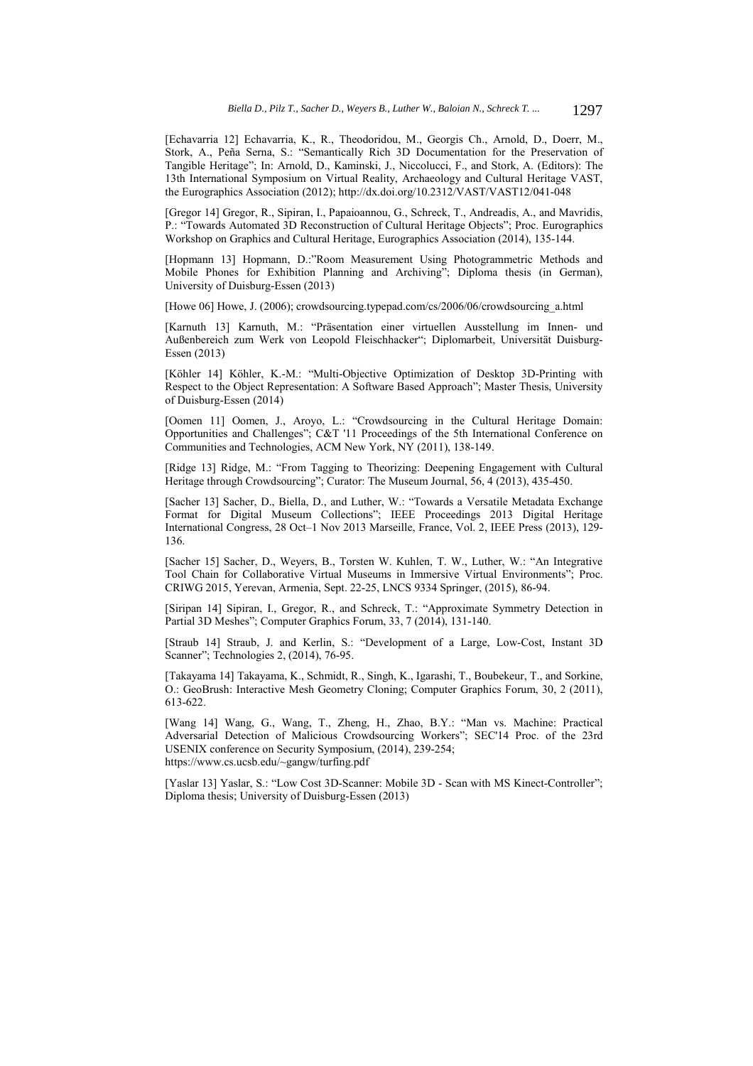[Echavarria 12] Echavarria, K., R., Theodoridou, M., Georgis Ch., Arnold, D., Doerr, M., Stork, A., Peña Serna, S.: "Semantically Rich 3D Documentation for the Preservation of Tangible Heritage"; In: Arnold, D., Kaminski, J., Niccolucci, F., and Stork, A. (Editors): The 13th International Symposium on Virtual Reality, Archaeology and Cultural Heritage VAST, the Eurographics Association (2012); http://dx.doi.org/10.2312/VAST/VAST12/041-048

[Gregor 14] Gregor, R., Sipiran, I., Papaioannou, G., Schreck, T., Andreadis, A., and Mavridis, P.: "Towards Automated 3D Reconstruction of Cultural Heritage Objects"; Proc. Eurographics Workshop on Graphics and Cultural Heritage, Eurographics Association (2014), 135-144.

[Hopmann 13] Hopmann, D.:"Room Measurement Using Photogrammetric Methods and Mobile Phones for Exhibition Planning and Archiving"; Diploma thesis (in German), University of Duisburg-Essen (2013)

[Howe 06] Howe, J. (2006); crowdsourcing.typepad.com/cs/2006/06/crowdsourcing_a.html

[Karnuth 13] Karnuth, M.: "Präsentation einer virtuellen Ausstellung im Innen- und Außenbereich zum Werk von Leopold Fleischhacker"; Diplomarbeit, Universität Duisburg-Essen (2013)

[Köhler 14] Köhler, K.-M.: "Multi-Objective Optimization of Desktop 3D-Printing with Respect to the Object Representation: A Software Based Approach"; Master Thesis, University of Duisburg-Essen (2014)

[Oomen 11] Oomen, J., Aroyo, L.: "Crowdsourcing in the Cultural Heritage Domain: Opportunities and Challenges"; C&T '11 Proceedings of the 5th International Conference on Communities and Technologies, ACM New York, NY (2011), 138-149.

[Ridge 13] Ridge, M.: "From Tagging to Theorizing: Deepening Engagement with Cultural Heritage through Crowdsourcing"; Curator: The Museum Journal, 56, 4 (2013), 435-450.

[Sacher 13] Sacher, D., Biella, D., and Luther, W.: "Towards a Versatile Metadata Exchange Format for Digital Museum Collections"; IEEE Proceedings 2013 Digital Heritage International Congress, 28 Oct–1 Nov 2013 Marseille, France, Vol. 2, IEEE Press (2013), 129-136.

[Sacher 15] Sacher, D., Weyers, B., Torsten W. Kuhlen, T. W., Luther, W.: "An Integrative Tool Chain for Collaborative Virtual Museums in Immersive Virtual Environments"; Proc. CRIWG 2015, Yerevan, Armenia, Sept. 22-25, LNCS 9334 Springer, (2015), 86-94.

[Siripan 14] Sipiran, I., Gregor, R., and Schreck, T.: "Approximate Symmetry Detection in Partial 3D Meshes"; Computer Graphics Forum, 33, 7 (2014), 131-140.

[Straub 14] Straub, J. and Kerlin, S.: "Development of a Large, Low-Cost, Instant 3D Scanner"; Technologies 2, (2014), 76-95.

[Takayama 14] Takayama, K., Schmidt, R., Singh, K., Igarashi, T., Boubekeur, T., and Sorkine, O.: GeoBrush: Interactive Mesh Geometry Cloning; Computer Graphics Forum, 30, 2 (2011), 613-622.

[Wang 14] Wang, G., Wang, T., Zheng, H., Zhao, B.Y.: "Man vs. Machine: Practical Adversarial Detection of Malicious Crowdsourcing Workers"; SEC'14 Proc. of the 23rd USENIX conference on Security Symposium, (2014), 239-254; https://www.cs.ucsb.edu/~gangw/turfing.pdf

[Yaslar 13] Yaslar, S.: "Low Cost 3D-Scanner: Mobile 3D - Scan with MS Kinect-Controller"; Diploma thesis; University of Duisburg-Essen (2013)